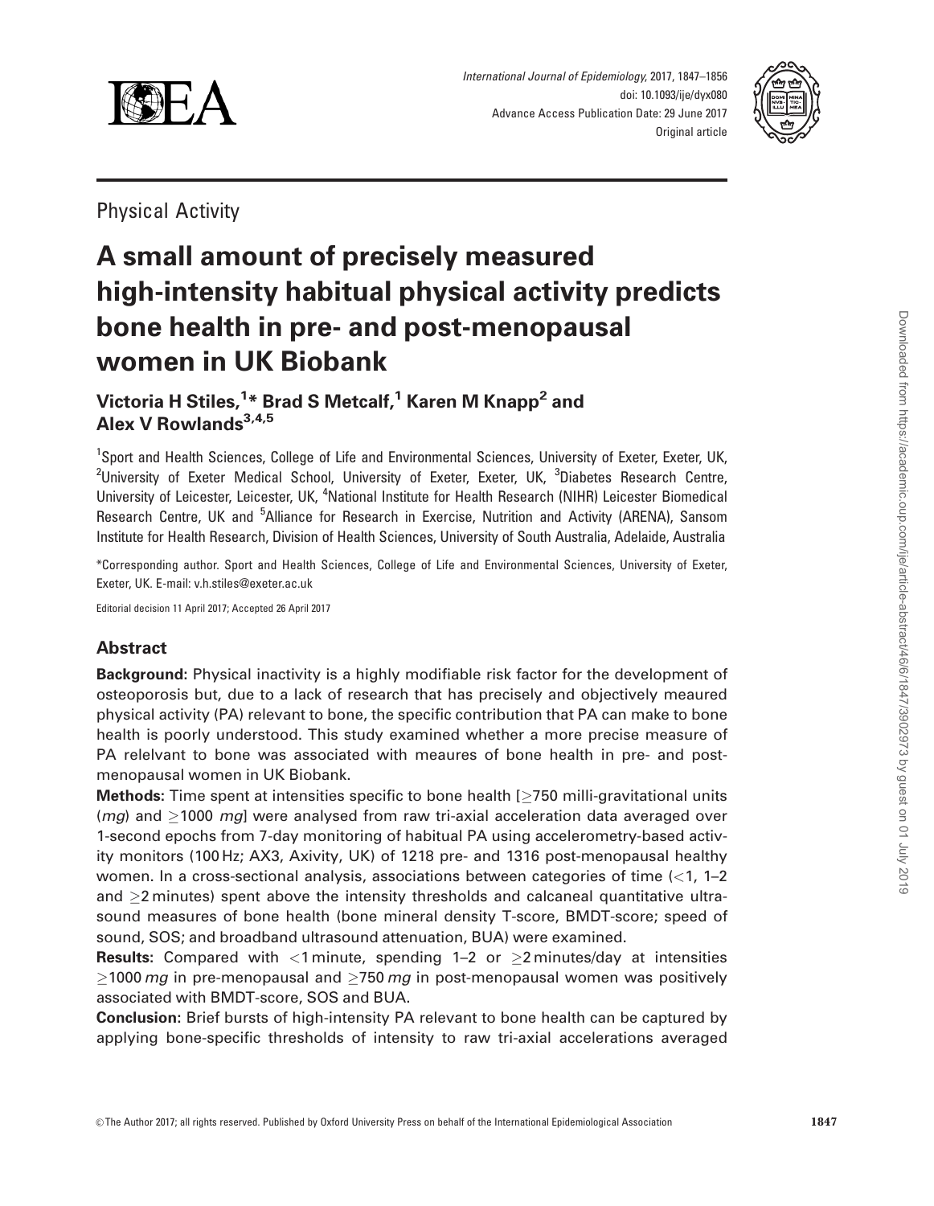Physical Activity

# A small amount of precisely measured high-intensity habitual physical activity predicts bone health in pre- and post-menopausal women in UK Biobank

**Victoria H Stiles,[1]* Brad S Metcalf,[1] Karen M Knapp[2] and Alex V Rowlands[3,4,5]**

[1]Sport and Health Sciences, College of Life and Environmental Sciences, University of Exeter, Exeter, UK, [2]University of Exeter Medical School, University of Exeter, Exeter, UK, [3]Diabetes Research Centre, University of Leicester, Leicester, UK, [4]National Institute for Health Research (NIHR) Leicester Biomedical Research Centre, UK and [5]Alliance for Research in Exercise, Nutrition and Activity (ARENA), Sansom Institute for Health Research, Division of Health Sciences, University of South Australia, Adelaide, Australia

*Corresponding author. Sport and Health Sciences, College of Life and Environmental Sciences, University of Exeter, Exeter, UK. E-mail: v.h.stiles@exeter.ac.uk

Editorial decision 11 April 2017; Accepted 26 April 2017

## Abstract

**Background:** Physical inactivity is a highly modifiable risk factor for the development of osteoporosis but, due to a lack of research that has precisely and objectively meaured physical activity (PA) relevant to bone, the specific contribution that PA can make to bone health is poorly understood. This study examined whether a more precise measure of PA relelvant to bone was associated with meaures of bone health in pre- and post-menopausal women in UK Biobank.

**Methods:** Time spent at intensities specific to bone health [$\geq$750 milli-gravitational units (*mg*) and $\geq$1000 *mg*] were analysed from raw tri-axial acceleration data averaged over 1-second epochs from 7-day monitoring of habitual PA using accelerometry-based activity monitors (100 Hz; AX3, Axivity, UK) of 1218 pre- and 1316 post-menopausal healthy women. In a cross-sectional analysis, associations between categories of time (<1, 1–2 and $\geq$2 minutes) spent above the intensity thresholds and calcaneal quantitative ultrasound measures of bone health (bone mineral density T-score, BMDT-score; speed of sound, SOS; and broadband ultrasound attenuation, BUA) were examined.

**Results:** Compared with <1 minute, spending 1–2 or $\geq$2 minutes/day at intensities $\geq$1000 *mg* in pre-menopausal and $\geq$750 *mg* in post-menopausal women was positively associated with BMDT-score, SOS and BUA.

**Conclusion:** Brief bursts of high-intensity PA relevant to bone health can be captured by applying bone-specific thresholds of intensity to raw tri-axial accelerations averaged

© The Author 2017; all rights reserved. Published by Oxford University Press on behalf of the International Epidemiological Association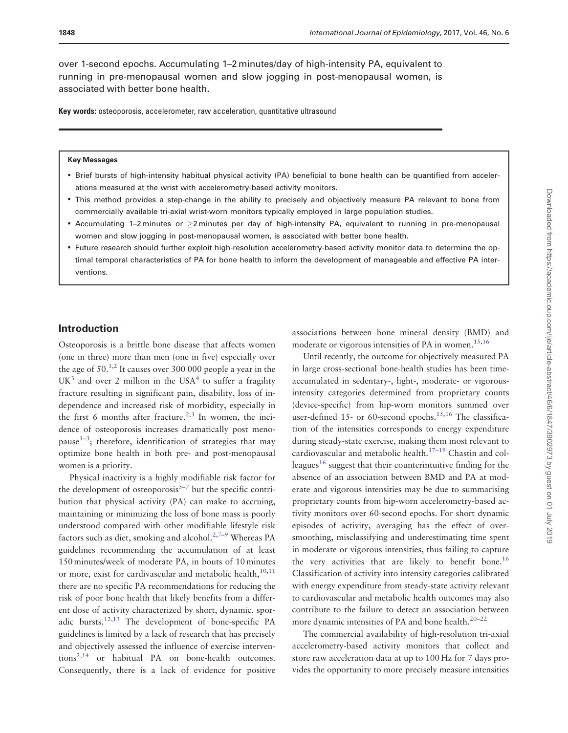over 1-second epochs. Accumulating 1–2 minutes/day of high-intensity PA, equivalent to running in pre-menopausal women and slow jogging in post-menopausal women, is associated with better bone health.

**Key words:** osteoporosis, accelerometer, raw acceleration, quantitative ultrasound

**Key Messages**

- Brief bursts of high-intensity habitual physical activity (PA) beneficial to bone health can be quantified from accelerations measured at the wrist with accelerometry-based activity monitors.
- This method provides a step-change in the ability to precisely and objectively measure PA relevant to bone from commercially available tri-axial wrist-worn monitors typically employed in large population studies.
- Accumulating 1–2 minutes or ≥2 minutes per day of high-intensity PA, equivalent to running in pre-menopausal women and slow jogging in post-menopausal women, is associated with better bone health.
- Future research should further exploit high-resolution accelerometry-based activity monitor data to determine the optimal temporal characteristics of PA for bone health to inform the development of manageable and effective PA interventions.

## Introduction

Osteoporosis is a brittle bone disease that affects women (one in three) more than men (one in five) especially over the age of 50.[1,2] It causes over 300 000 people a year in the UK[3] and over 2 million in the USA[4] to suffer a fragility fracture resulting in significant pain, disability, loss of independence and increased risk of morbidity, especially in the first 6 months after fracture.[2,3] In women, the incidence of osteoporosis increases dramatically post menopause[1–3]; therefore, identification of strategies that may optimize bone health in both pre- and post-menopausal women is a priority.

Physical inactivity is a highly modifiable risk factor for the development of osteoporosis[5–7] but the specific contribution that physical activity (PA) can make to accruing, maintaining or minimizing the loss of bone mass is poorly understood compared with other modifiable lifestyle risk factors such as diet, smoking and alcohol.[2,7–9] Whereas PA guidelines recommending the accumulation of at least 150 minutes/week of moderate PA, in bouts of 10 minutes or more, exist for cardiovascular and metabolic health,[10,11] there are no specific PA recommendations for reducing the risk of poor bone health that likely benefits from a different dose of activity characterized by short, dynamic, sporadic bursts.[12,13] The development of bone-specific PA guidelines is limited by a lack of research that has precisely and objectively assessed the influence of exercise interventions[2,14] or habitual PA on bone-health outcomes. Consequently, there is a lack of evidence for positive associations between bone mineral density (BMD) and moderate or vigorous intensities of PA in women.[15,16]

Until recently, the outcome for objectively measured PA in large cross-sectional bone-health studies has been time-accumulated in sedentary-, light-, moderate- or vigorous-intensity categories determined from proprietary counts (device-specific) from hip-worn monitors summed over user-defined 15- or 60-second epochs.[15,16] The classification of the intensities corresponds to energy expenditure during steady-state exercise, making them most relevant to cardiovascular and metabolic health.[17–19] Chastin and colleagues[16] suggest that their counterintuitive finding for the absence of an association between BMD and PA at moderate and vigorous intensities may be due to summarising proprietary counts from hip-worn accelerometry-based activity monitors over 60-second epochs. For short dynamic episodes of activity, averaging has the effect of over-smoothing, misclassifying and underestimating time spent in moderate or vigorous intensities, thus failing to capture the very activities that are likely to benefit bone.[16] Classification of activity into intensity categories calibrated with energy expenditure from steady-state activity relevant to cardiovascular and metabolic health outcomes may also contribute to the failure to detect an association between more dynamic intensities of PA and bone health.[20–22]

The commercial availability of high-resolution tri-axial accelerometry-based activity monitors that collect and store raw acceleration data at up to 100 Hz for 7 days provides the opportunity to more precisely measure intensities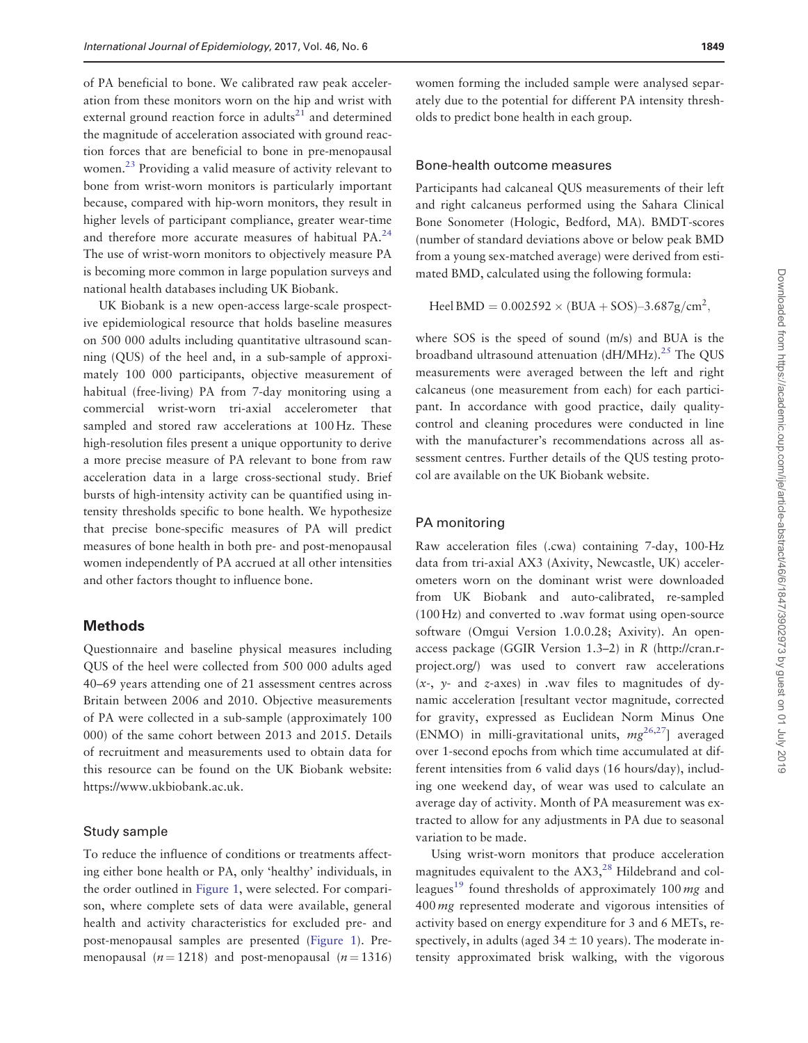of PA beneficial to bone. We calibrated raw peak acceleration from these monitors worn on the hip and wrist with external ground reaction force in adults[21] and determined the magnitude of acceleration associated with ground reaction forces that are beneficial to bone in pre-menopausal women.[23] Providing a valid measure of activity relevant to bone from wrist-worn monitors is particularly important because, compared with hip-worn monitors, they result in higher levels of participant compliance, greater wear-time and therefore more accurate measures of habitual PA.[24] The use of wrist-worn monitors to objectively measure PA is becoming more common in large population surveys and national health databases including UK Biobank.

UK Biobank is a new open-access large-scale prospective epidemiological resource that holds baseline measures on 500 000 adults including quantitative ultrasound scanning (QUS) of the heel and, in a sub-sample of approximately 100 000 participants, objective measurement of habitual (free-living) PA from 7-day monitoring using a commercial wrist-worn tri-axial accelerometer that sampled and stored raw accelerations at 100 Hz. These high-resolution files present a unique opportunity to derive a more precise measure of PA relevant to bone from raw acceleration data in a large cross-sectional study. Brief bursts of high-intensity activity can be quantified using intensity thresholds specific to bone health. We hypothesize that precise bone-specific measures of PA will predict measures of bone health in both pre- and post-menopausal women independently of PA accrued at all other intensities and other factors thought to influence bone.

## Methods

Questionnaire and baseline physical measures including QUS of the heel were collected from 500 000 adults aged 40–69 years attending one of 21 assessment centres across Britain between 2006 and 2010. Objective measurements of PA were collected in a sub-sample (approximately 100 000) of the same cohort between 2013 and 2015. Details of recruitment and measurements used to obtain data for this resource can be found on the UK Biobank website: https://www.ukbiobank.ac.uk.

### Study sample

To reduce the influence of conditions or treatments affecting either bone health or PA, only 'healthy' individuals, in the order outlined in Figure 1, were selected. For comparison, where complete sets of data were available, general health and activity characteristics for excluded pre- and post-menopausal samples are presented (Figure 1). Pre-menopausal ($n = 1218$) and post-menopausal ($n = 1316$) women forming the included sample were analysed separately due to the potential for different PA intensity thresholds to predict bone health in each group.

### Bone-health outcome measures

Participants had calcaneal QUS measurements of their left and right calcaneus performed using the Sahara Clinical Bone Sonometer (Hologic, Bedford, MA). BMDT-scores (number of standard deviations above or below peak BMD from a young sex-matched average) were derived from estimated BMD, calculated using the following formula:

$$\text{Heel BMD} = 0.002592 \times (\text{BUA} + \text{SOS}) - 3.687 \text{g/cm}^2,$$

where SOS is the speed of sound (m/s) and BUA is the broadband ultrasound attenuation (dH/MHz).[25] The QUS measurements were averaged between the left and right calcaneus (one measurement from each) for each participant. In accordance with good practice, daily quality-control and cleaning procedures were conducted in line with the manufacturer's recommendations across all assessment centres. Further details of the QUS testing protocol are available on the UK Biobank website.

### PA monitoring

Raw acceleration files (.cwa) containing 7-day, 100-Hz data from tri-axial AX3 (Axivity, Newcastle, UK) accelerometers worn on the dominant wrist were downloaded from UK Biobank and auto-calibrated, re-sampled (100 Hz) and converted to .wav format using open-source software (Omgui Version 1.0.0.28; Axivity). An open-access package (GGIR Version 1.3–2) in R (http://cran.r-project.org/) was used to convert raw accelerations (*x*-, *y*- and *z*-axes) in .wav files to magnitudes of dynamic acceleration [resultant vector magnitude, corrected for gravity, expressed as Euclidean Norm Minus One (ENMO) in milli-gravitational units, *mg*[26,27]] averaged over 1-second epochs from which time accumulated at different intensities from 6 valid days (16 hours/day), including one weekend day, of wear was used to calculate an average day of activity. Month of PA measurement was extracted to allow for any adjustments in PA due to seasonal variation to be made.

Using wrist-worn monitors that produce acceleration magnitudes equivalent to the AX3,[28] Hildebrand and colleagues[19] found thresholds of approximately 100 *mg* and 400 *mg* represented moderate and vigorous intensities of activity based on energy expenditure for 3 and 6 METs, respectively, in adults (aged $34 \pm 10$ years). The moderate intensity approximated brisk walking, with the vigorous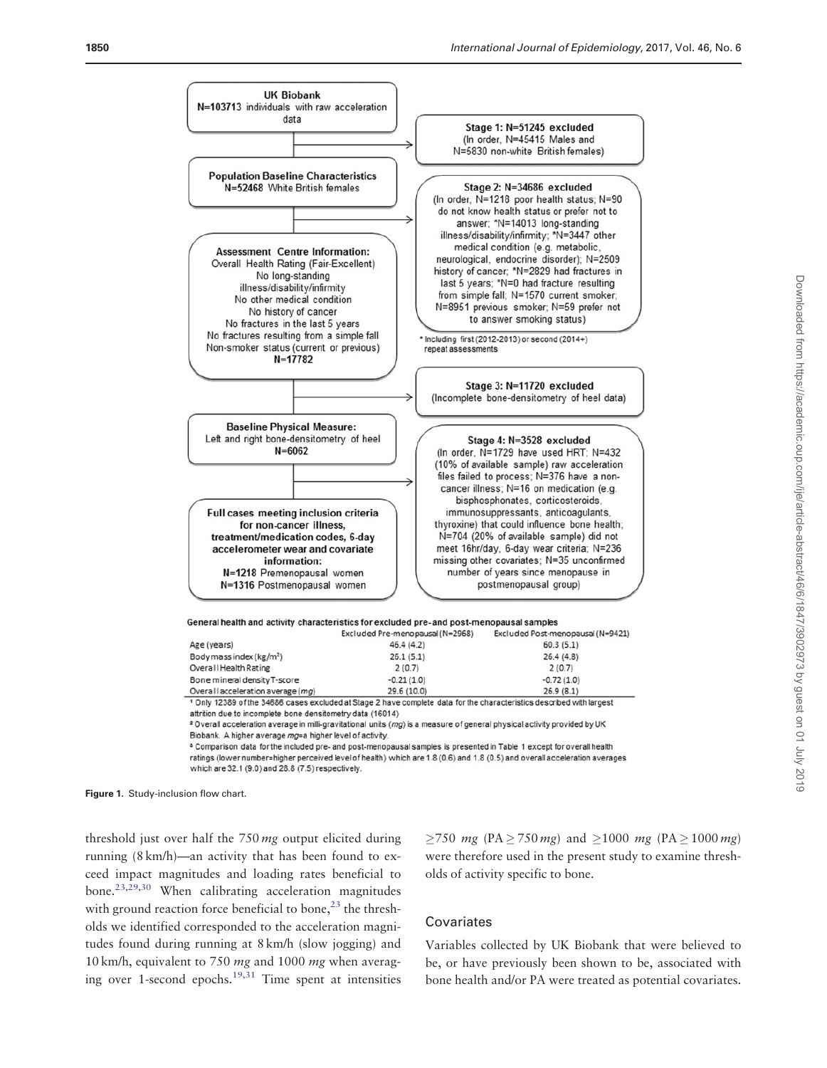UK Biobank
N=103713 individuals with raw acceleration data

Stage 1: N=51245 excluded
(In order, N=45415 Males and N=5830 non-white British females)

Population Baseline Characteristics
N=52468 White British females

Stage 2: N=34686 excluded
(In order, N=1218 poor health status; N=90 do not know health status or prefer not to answer; *N=14013 long-standing illness/disability/infirmity; *N=3447 other medical condition (e.g. metabolic, neurological, endocrine disorder); N=2509 history of cancer; *N=2829 had fractures in last 5 years; *N=0 had fracture resulting from simple fall; N=1570 current smoker; N=8951 previous smoker; N=59 prefer not to answer smoking status)

* Including first (2012-2013) or second (2014+) repeat assessments

Assessment Centre Information:
Overall Health Rating (Fair-Excellent)
No long-standing illness/disability/infirmity
No other medical condition
No history of cancer
No fractures in the last 5 years
No fractures resulting from a simple fall
Non-smoker status (current or previous)
N=17782

Stage 3: N=11720 excluded
(Incomplete bone-densitometry of heel data)

Baseline Physical Measure:
Left and right bone-densitometry of heel
N=6062

Stage 4: N=3528 excluded
(In order, N=1729 have used HRT; N=432 (10% of available sample) raw acceleration files failed to process; N=376 have a non-cancer illness; N=16 on medication (e.g. bisphosphonates, corticosteroids, immunosuppressants, anticoagulants, thyroxine) that could influence bone health; N=704 (20% of available sample) did not meet 16hr/day, 6-day wear criteria; N=236 missing other covariates; N=35 unconfirmed number of years since menopause in postmenopausal group)

Full cases meeting inclusion criteria for non-cancer illness, treatment/medication codes, 6-day accelerometer wear and covariate information:
N=1218 Premenopausal women
N=1316 Postmenopausal women

General health and activity characteristics for excluded pre- and post-menopausal samples

| | Excluded Pre-menopausal (N=2968) | Excluded Post-menopausal (N=9421) |
|---|---|---|
| Age (years) | 46.4 (4.2) | 60.3 (5.1) |
| Body mass index (kg/m²) | 26.1 (5.1) | 26.4 (4.8) |
| Overall Health Rating | 2 (0.7) | 2 (0.7) |
| Bone mineral density T-score | -0.21 (1.0) | -0.72 (1.0) |
| Overall acceleration average (*mg*) | 29.6 (10.0) | 26.9 (8.1) |

[1] Only 12389 of the 34686 cases excluded at Stage 2 have complete data for the characteristics described with largest attrition due to incomplete bone densitometry data (16014)

[2] Overall acceleration average in milli-gravitational units (*mg*) is a measure of general physical activity provided by UK Biobank. A higher average *mg*=a higher level of activity.

[3] Comparison data for the included pre- and post-menopausal samples is presented in Table 1 except for overall health ratings (lower number=higher perceived level of health) which are 1.8 (0.6) and 1.8 (0.5) and overall acceleration averages which are 32.1 (9.0) and 28.8 (7.5) respectively.

Figure 1. Study-inclusion flow chart.

threshold just over half the 750 *mg* output elicited during running (8 km/h)—an activity that has been found to exceed impact magnitudes and loading rates beneficial to bone.[23,29,30] When calibrating acceleration magnitudes with ground reaction force beneficial to bone,[23] the thresholds we identified corresponded to the acceleration magnitudes found during running at 8 km/h (slow jogging) and 10 km/h, equivalent to 750 *mg* and 1000 *mg* when averaging over 1-second epochs.[19,31] Time spent at intensities $\geq$750 *mg* (PA $\geq$ 750 *mg*) and $\geq$1000 *mg* (PA $\geq$ 1000 *mg*) were therefore used in the present study to examine thresholds of activity specific to bone.

## Covariates

Variables collected by UK Biobank that were believed to be, or have previously been shown to be, associated with bone health and/or PA were treated as potential covariates.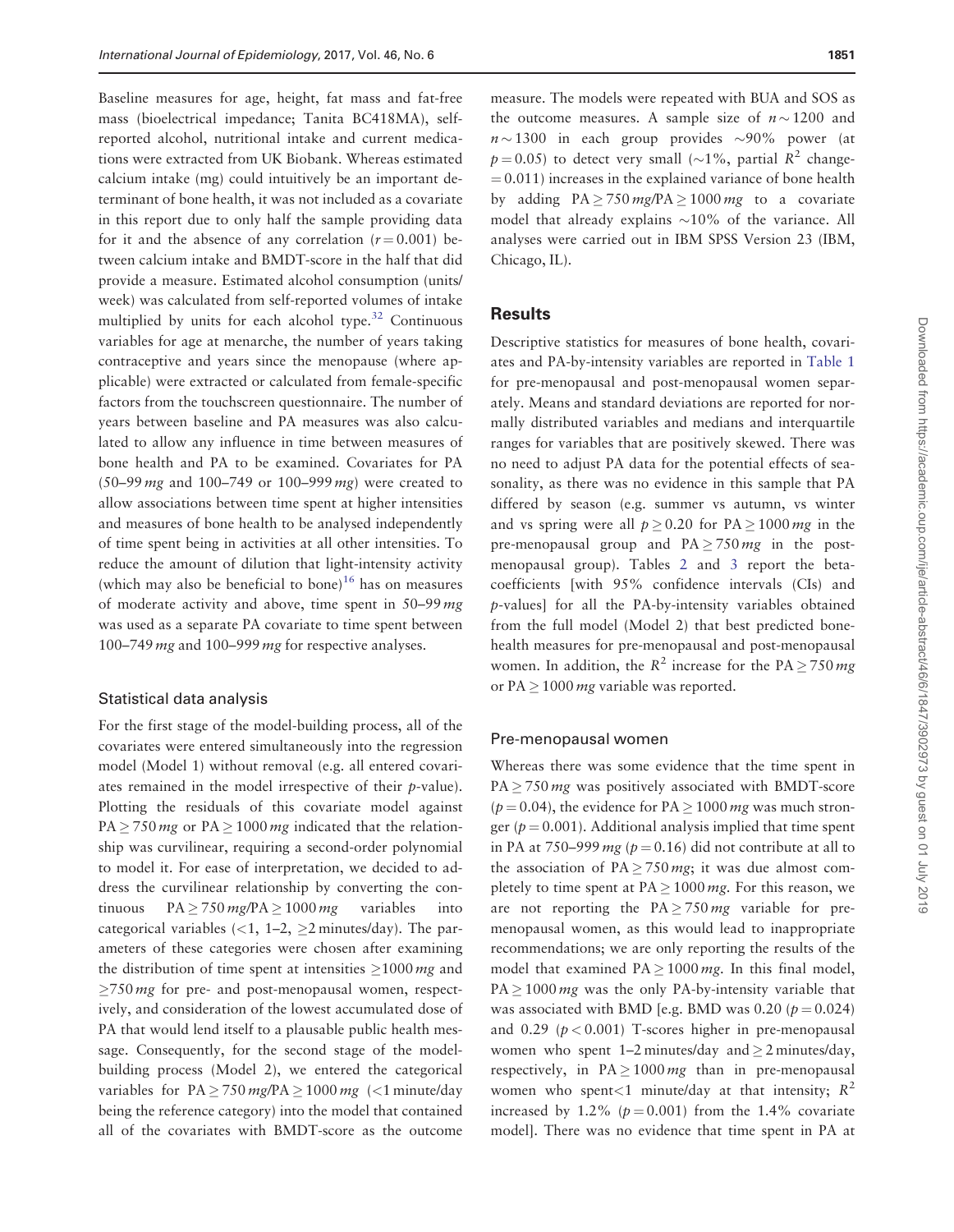Baseline measures for age, height, fat mass and fat-free mass (bioelectrical impedance; Tanita BC418MA), self-reported alcohol, nutritional intake and current medications were extracted from UK Biobank. Whereas estimated calcium intake (mg) could intuitively be an important determinant of bone health, it was not included as a covariate in this report due to only half the sample providing data for it and the absence of any correlation ($r = 0.001$) between calcium intake and BMDT-score in the half that did provide a measure. Estimated alcohol consumption (units/week) was calculated from self-reported volumes of intake multiplied by units for each alcohol type.[32] Continuous variables for age at menarche, the number of years taking contraceptive and years since the menopause (where applicable) were extracted or calculated from female-specific factors from the touchscreen questionnaire. The number of years between baseline and PA measures was also calculated to allow any influence in time between measures of bone health and PA to be examined. Covariates for PA (50–99 *mg* and 100–749 or 100–999 *mg*) were created to allow associations between time spent at higher intensities and measures of bone health to be analysed independently of time spent being in activities at all other intensities. To reduce the amount of dilution that light-intensity activity (which may also be beneficial to bone)[16] has on measures of moderate activity and above, time spent in 50–99 *mg* was used as a separate PA covariate to time spent between 100–749 *mg* and 100–999 *mg* for respective analyses.

### Statistical data analysis

For the first stage of the model-building process, all of the covariates were entered simultaneously into the regression model (Model 1) without removal (e.g. all entered covariates remained in the model irrespective of their *p*-value). Plotting the residuals of this covariate model against PA $\geq$ 750 *mg* or PA $\geq$ 1000 *mg* indicated that the relationship was curvilinear, requiring a second-order polynomial to model it. For ease of interpretation, we decided to address the curvilinear relationship by converting the continuous PA $\geq$ 750 *mg*/PA $\geq$ 1000 *mg* variables into categorical variables (<1, 1–2, $\geq$2 minutes/day). The parameters of these categories were chosen after examining the distribution of time spent at intensities $\geq$1000 *mg* and $\geq$750 *mg* for pre- and post-menopausal women, respectively, and consideration of the lowest accumulated dose of PA that would lend itself to a plausable public health message. Consequently, for the second stage of the model-building process (Model 2), we entered the categorical variables for PA $\geq$ 750 *mg*/PA $\geq$ 1000 *mg* (<1 minute/day being the reference category) into the model that contained all of the covariates with BMDT-score as the outcome measure. The models were repeated with BUA and SOS as the outcome measures. A sample size of $n \sim 1200$ and $n \sim 1300$ in each group provides ~90% power (at $p = 0.05$) to detect very small (~1%, partial $R^2$ change $= 0.011$) increases in the explained variance of bone health by adding PA $\geq$ 750 *mg*/PA $\geq$ 1000 *mg* to a covariate model that already explains ~10% of the variance. All analyses were carried out in IBM SPSS Version 23 (IBM, Chicago, IL).

## Results

Descriptive statistics for measures of bone health, covariates and PA-by-intensity variables are reported in Table 1 for pre-menopausal and post-menopausal women separately. Means and standard deviations are reported for normally distributed variables and medians and interquartile ranges for variables that are positively skewed. There was no need to adjust PA data for the potential effects of seasonality, as there was no evidence in this sample that PA differed by season (e.g. summer vs autumn, vs winter and vs spring were all $p \geq 0.20$ for PA $\geq$ 1000 *mg* in the pre-menopausal group and PA $\geq$ 750 *mg* in the post-menopausal group). Tables 2 and 3 report the beta-coefficients [with 95% confidence intervals (CIs) and *p*-values] for all the PA-by-intensity variables obtained from the full model (Model 2) that best predicted bone-health measures for pre-menopausal and post-menopausal women. In addition, the $R^2$ increase for the PA $\geq$ 750 *mg* or PA $\geq$ 1000 *mg* variable was reported.

### Pre-menopausal women

Whereas there was some evidence that the time spent in PA $\geq$ 750 *mg* was positively associated with BMDT-score ($p = 0.04$), the evidence for PA $\geq$ 1000 *mg* was much stronger ($p = 0.001$). Additional analysis implied that time spent in PA at 750–999 *mg* ($p = 0.16$) did not contribute at all to the association of PA $\geq$ 750 *mg*; it was due almost completely to time spent at PA $\geq$ 1000 *mg*. For this reason, we are not reporting the PA $\geq$ 750 *mg* variable for pre-menopausal women, as this would lead to inappropriate recommendations; we are only reporting the results of the model that examined PA $\geq$ 1000 *mg*. In this final model, PA $\geq$ 1000 *mg* was the only PA-by-intensity variable that was associated with BMD [e.g. BMD was 0.20 ($p = 0.024$) and 0.29 ($p < 0.001$) T-scores higher in pre-menopausal women who spent 1–2 minutes/day and $\geq$ 2 minutes/day, respectively, in PA $\geq$ 1000 *mg* than in pre-menopausal women who spent<1 minute/day at that intensity; $R^2$ increased by 1.2% ($p = 0.001$) from the 1.4% covariate model]. There was no evidence that time spent in PA at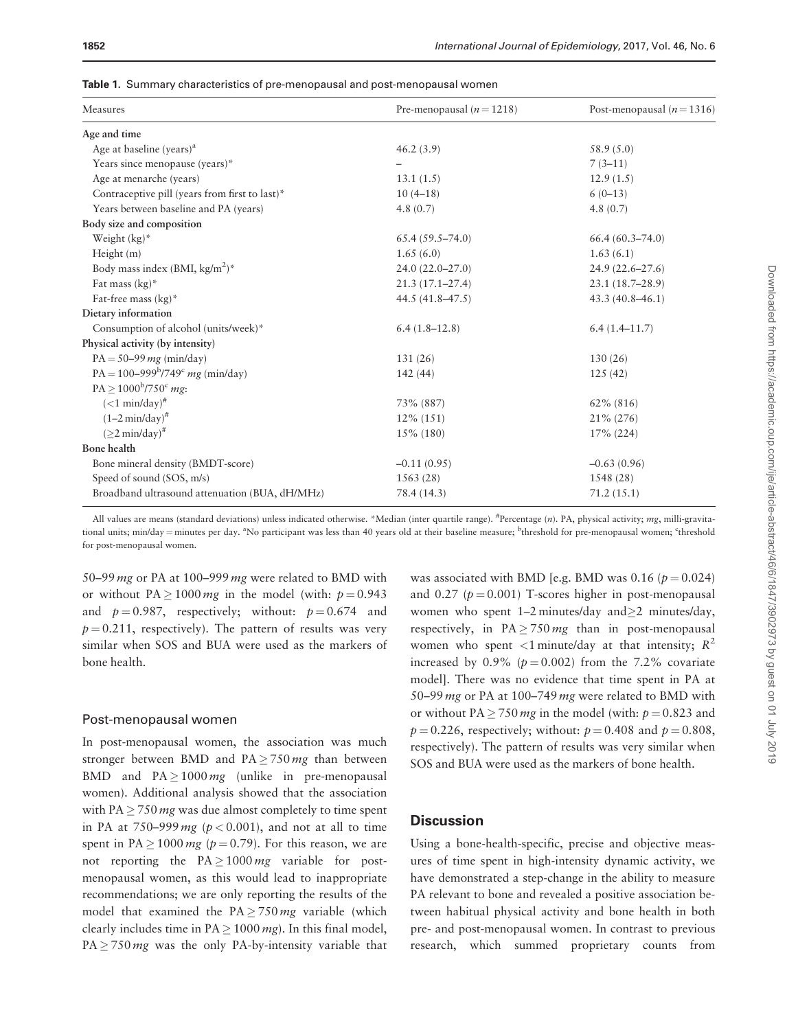**Table 1.** Summary characteristics of pre-menopausal and post-menopausal women

| Measures | Pre-menopausal ($n = 1218$) | Post-menopausal ($n = 1316$) |
|---|---|---|
| **Age and time** | | |
| Age at baseline (years)[a] | 46.2 (3.9) | 58.9 (5.0) |
| Years since menopause (years)* | – | 7 (3–11) |
| Age at menarche (years) | 13.1 (1.5) | 12.9 (1.5) |
| Contraceptive pill (years from first to last)* | 10 (4–18) | 6 (0–13) |
| Years between baseline and PA (years) | 4.8 (0.7) | 4.8 (0.7) |
| **Body size and composition** | | |
| Weight (kg)* | 65.4 (59.5–74.0) | 66.4 (60.3–74.0) |
| Height (m) | 1.65 (6.0) | 1.63 (6.1) |
| Body mass index (BMI, kg/m$^2$)* | 24.0 (22.0–27.0) | 24.9 (22.6–27.6) |
| Fat mass (kg)* | 21.3 (17.1–27.4) | 23.1 (18.7–28.9) |
| Fat-free mass (kg)* | 44.5 (41.8–47.5) | 43.3 (40.8–46.1) |
| **Dietary information** | | |
| Consumption of alcohol (units/week)* | 6.4 (1.8–12.8) | 6.4 (1.4–11.7) |
| **Physical activity (by intensity)** | | |
| PA = 50–99 *mg* (min/day) | 131 (26) | 130 (26) |
| PA = 100–999[b]/749[c] *mg* (min/day) | 142 (44) | 125 (42) |
| PA ≥ 1000[b]/750[c] *mg*: | | |
| (<1 min/day)[#] | 73% (887) | 62% (816) |
| (1–2 min/day)[#] | 12% (151) | 21% (276) |
| (≥2 min/day)[#] | 15% (180) | 17% (224) |
| **Bone health** | | |
| Bone mineral density (BMDT-score) | −0.11 (0.95) | −0.63 (0.96) |
| Speed of sound (SOS, m/s) | 1563 (28) | 1548 (28) |
| Broadband ultrasound attenuation (BUA, dH/MHz) | 78.4 (14.3) | 71.2 (15.1) |

All values are means (standard deviations) unless indicated otherwise. *Median (inter quartile range). [#]Percentage (*n*). PA, physical activity; *mg*, milli-gravitational units; min/day = minutes per day. [a]No participant was less than 40 years old at their baseline measure; [b]threshold for pre-menopausal women; [c]threshold for post-menopausal women.

50–99 *mg* or PA at 100–999 *mg* were related to BMD with or without PA ≥ 1000 *mg* in the model (with: $p = 0.943$ and $p = 0.987$, respectively; without: $p = 0.674$ and $p = 0.211$, respectively). The pattern of results was very similar when SOS and BUA were used as the markers of bone health.

### Post-menopausal women

In post-menopausal women, the association was much stronger between BMD and PA ≥ 750 *mg* than between BMD and PA ≥ 1000 *mg* (unlike in pre-menopausal women). Additional analysis showed that the association with PA ≥ 750 *mg* was due almost completely to time spent in PA at 750–999 *mg* ($p < 0.001$), and not at all to time spent in PA ≥ 1000 *mg* ($p = 0.79$). For this reason, we are not reporting the PA ≥ 1000 *mg* variable for post-menopausal women, as this would lead to inappropriate recommendations; we are only reporting the results of the model that examined the PA ≥ 750 *mg* variable (which clearly includes time in PA ≥ 1000 *mg*). In this final model, PA ≥ 750 *mg* was the only PA-by-intensity variable that was associated with BMD [e.g. BMD was 0.16 ($p = 0.024$) and 0.27 ($p = 0.001$) T-scores higher in post-menopausal women who spent 1–2 minutes/day and ≥2 minutes/day, respectively, in PA ≥ 750 *mg* than in post-menopausal women who spent <1 minute/day at that intensity; $R^2$ increased by 0.9% ($p = 0.002$) from the 7.2% covariate model]. There was no evidence that time spent in PA at 50–99 *mg* or PA at 100–749 *mg* were related to BMD with or without PA ≥ 750 *mg* in the model (with: $p = 0.823$ and $p = 0.226$, respectively; without: $p = 0.408$ and $p = 0.808$, respectively). The pattern of results was very similar when SOS and BUA were used as the markers of bone health.

## Discussion

Using a bone-health-specific, precise and objective measures of time spent in high-intensity dynamic activity, we have demonstrated a step-change in the ability to measure PA relevant to bone and revealed a positive association between habitual physical activity and bone health in both pre- and post-menopausal women. In contrast to previous research, which summed proprietary counts from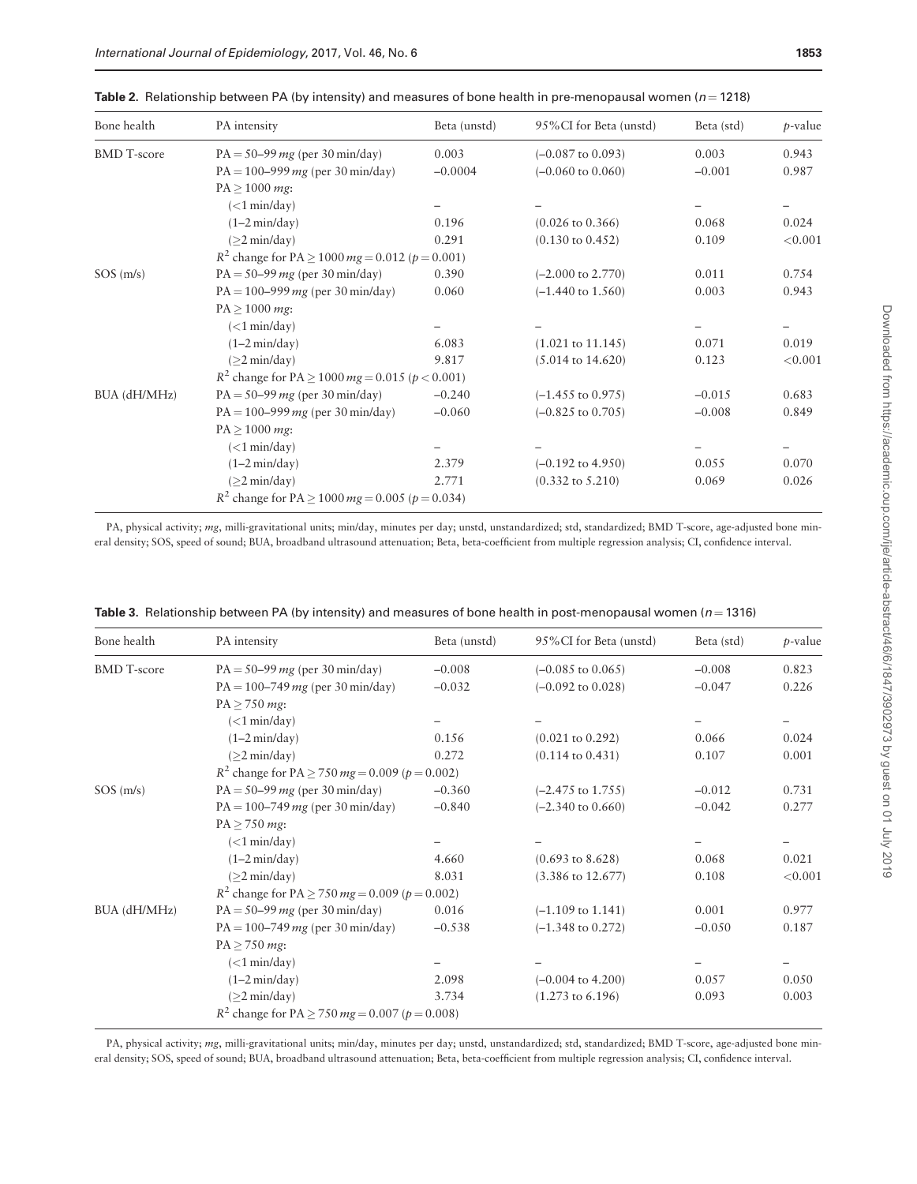**Table 2.** Relationship between PA (by intensity) and measures of bone health in pre-menopausal women ($n = 1218$)

| Bone health | PA intensity | Beta (unstd) | 95%CI for Beta (unstd) | Beta (std) | *p*-value |
|---|---|---|---|---|---|
| BMD T-score | PA = 50–99 *mg* (per 30 min/day) | 0.003 | (−0.087 to 0.093) | 0.003 | 0.943 |
| | PA = 100–999 *mg* (per 30 min/day) | −0.0004 | (−0.060 to 0.060) | −0.001 | 0.987 |
| | PA ≥ 1000 *mg*: | | | | |
| | (<1 min/day) | – | – | – | – |
| | (1–2 min/day) | 0.196 | (0.026 to 0.366) | 0.068 | 0.024 |
| | (≥2 min/day) | 0.291 | (0.130 to 0.452) | 0.109 | <0.001 |
| | $R^2$ change for PA ≥ 1000 *mg* = 0.012 ($p = 0.001$) | | | | |
| SOS (m/s) | PA = 50–99 *mg* (per 30 min/day) | 0.390 | (−2.000 to 2.770) | 0.011 | 0.754 |
| | PA = 100–999 *mg* (per 30 min/day) | 0.060 | (−1.440 to 1.560) | 0.003 | 0.943 |
| | PA ≥ 1000 *mg*: | | | | |
| | (<1 min/day) | – | – | – | – |
| | (1–2 min/day) | 6.083 | (1.021 to 11.145) | 0.071 | 0.019 |
| | (≥2 min/day) | 9.817 | (5.014 to 14.620) | 0.123 | <0.001 |
| | $R^2$ change for PA ≥ 1000 *mg* = 0.015 ($p < 0.001$) | | | | |
| BUA (dH/MHz) | PA = 50–99 *mg* (per 30 min/day) | −0.240 | (−1.455 to 0.975) | −0.015 | 0.683 |
| | PA = 100–999 *mg* (per 30 min/day) | −0.060 | (−0.825 to 0.705) | −0.008 | 0.849 |
| | PA ≥ 1000 *mg*: | | | | |
| | (<1 min/day) | – | – | – | – |
| | (1–2 min/day) | 2.379 | (−0.192 to 4.950) | 0.055 | 0.070 |
| | (≥2 min/day) | 2.771 | (0.332 to 5.210) | 0.069 | 0.026 |
| | $R^2$ change for PA ≥ 1000 *mg* = 0.005 ($p = 0.034$) | | | | |

PA, physical activity; *mg*, milli-gravitational units; min/day, minutes per day; unstd, unstandardized; std, standardized; BMD T-score, age-adjusted bone mineral density; SOS, speed of sound; BUA, broadband ultrasound attenuation; Beta, beta-coefficient from multiple regression analysis; CI, confidence interval.

**Table 3.** Relationship between PA (by intensity) and measures of bone health in post-menopausal women ($n = 1316$)

| Bone health | PA intensity | Beta (unstd) | 95%CI for Beta (unstd) | Beta (std) | *p*-value |
|---|---|---|---|---|---|
| BMD T-score | PA = 50–99 *mg* (per 30 min/day) | −0.008 | (−0.085 to 0.065) | −0.008 | 0.823 |
| | PA = 100–749 *mg* (per 30 min/day) | −0.032 | (−0.092 to 0.028) | −0.047 | 0.226 |
| | PA ≥ 750 *mg*: | | | | |
| | (<1 min/day) | – | – | – | – |
| | (1–2 min/day) | 0.156 | (0.021 to 0.292) | 0.066 | 0.024 |
| | (≥2 min/day) | 0.272 | (0.114 to 0.431) | 0.107 | 0.001 |
| | $R^2$ change for PA ≥ 750 *mg* = 0.009 ($p = 0.002$) | | | | |
| SOS (m/s) | PA = 50–99 *mg* (per 30 min/day) | −0.360 | (−2.475 to 1.755) | −0.012 | 0.731 |
| | PA = 100–749 *mg* (per 30 min/day) | −0.840 | (−2.340 to 0.660) | −0.042 | 0.277 |
| | PA ≥ 750 *mg*: | | | | |
| | (<1 min/day) | – | – | – | – |
| | (1–2 min/day) | 4.660 | (0.693 to 8.628) | 0.068 | 0.021 |
| | (≥2 min/day) | 8.031 | (3.386 to 12.677) | 0.108 | <0.001 |
| | $R^2$ change for PA ≥ 750 *mg* = 0.009 ($p = 0.002$) | | | | |
| BUA (dH/MHz) | PA = 50–99 *mg* (per 30 min/day) | 0.016 | (−1.109 to 1.141) | 0.001 | 0.977 |
| | PA = 100–749 *mg* (per 30 min/day) | −0.538 | (−1.348 to 0.272) | −0.050 | 0.187 |
| | PA ≥ 750 *mg*: | | | | |
| | (<1 min/day) | – | – | – | – |
| | (1–2 min/day) | 2.098 | (−0.004 to 4.200) | 0.057 | 0.050 |
| | (≥2 min/day) | 3.734 | (1.273 to 6.196) | 0.093 | 0.003 |
| | $R^2$ change for PA ≥ 750 *mg* = 0.007 ($p = 0.008$) | | | | |

PA, physical activity; *mg*, milli-gravitational units; min/day, minutes per day; unstd, unstandardized; std, standardized; BMD T-score, age-adjusted bone mineral density; SOS, speed of sound; BUA, broadband ultrasound attenuation; Beta, beta-coefficient from multiple regression analysis; CI, confidence interval.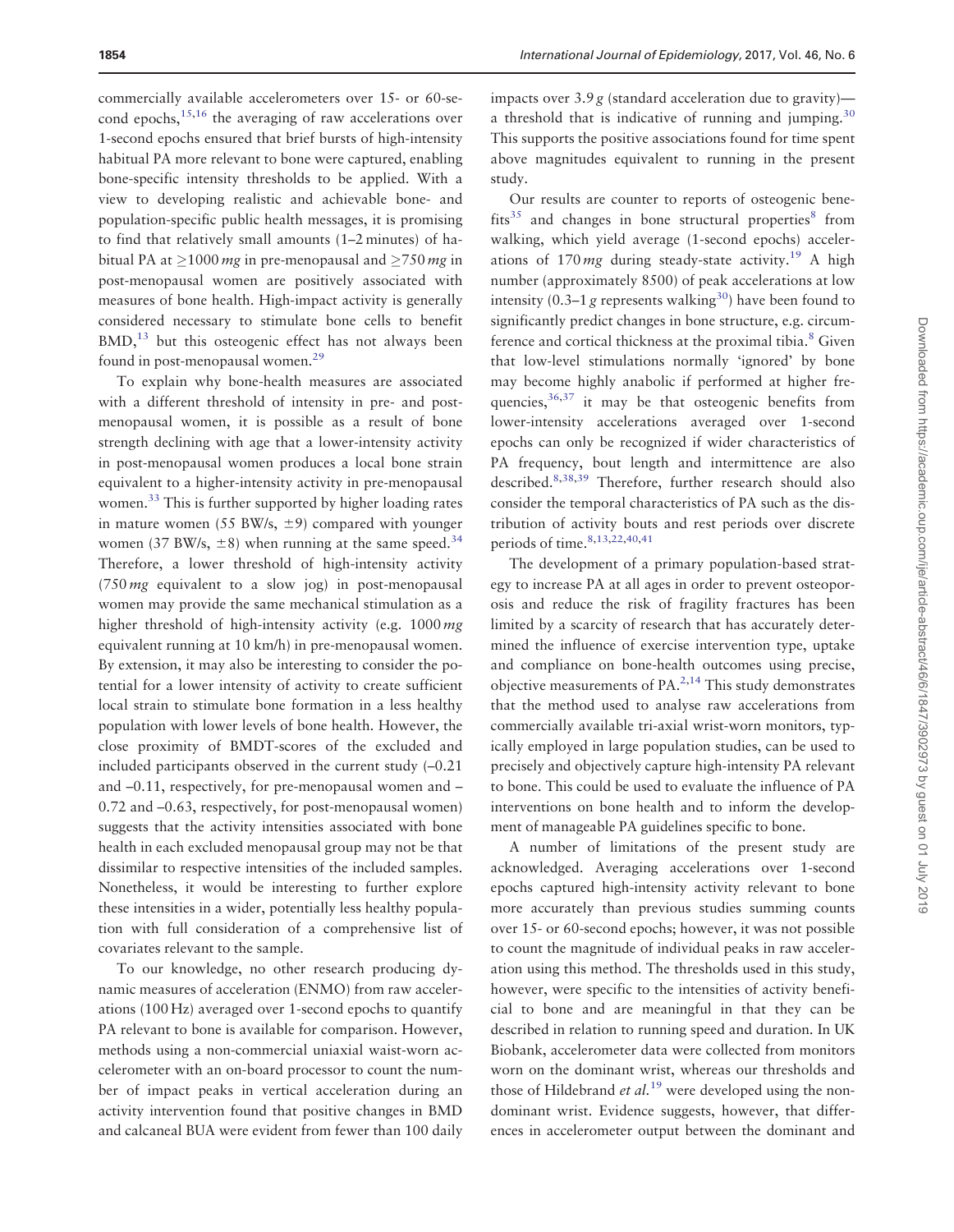commercially available accelerometers over 15- or 60-second epochs,[15,16] the averaging of raw accelerations over 1-second epochs ensured that brief bursts of high-intensity habitual PA more relevant to bone were captured, enabling bone-specific intensity thresholds to be applied. With a view to developing realistic and achievable bone- and population-specific public health messages, it is promising to find that relatively small amounts (1–2 minutes) of habitual PA at $\geq$1000 *mg* in pre-menopausal and $\geq$750 *mg* in post-menopausal women are positively associated with measures of bone health. High-impact activity is generally considered necessary to stimulate bone cells to benefit BMD,[13] but this osteogenic effect has not always been found in post-menopausal women.[29]

To explain why bone-health measures are associated with a different threshold of intensity in pre- and post-menopausal women, it is possible as a result of bone strength declining with age that a lower-intensity activity in post-menopausal women produces a local bone strain equivalent to a higher-intensity activity in pre-menopausal women.[33] This is further supported by higher loading rates in mature women (55 BW/s, $\pm$9) compared with younger women (37 BW/s, $\pm$8) when running at the same speed.[34] Therefore, a lower threshold of high-intensity activity (750 *mg* equivalent to a slow jog) in post-menopausal women may provide the same mechanical stimulation as a higher threshold of high-intensity activity (e.g. 1000 *mg* equivalent running at 10 km/h) in pre-menopausal women. By extension, it may also be interesting to consider the potential for a lower intensity of activity to create sufficient local strain to stimulate bone formation in a less healthy population with lower levels of bone health. However, the close proximity of BMDT-scores of the excluded and included participants observed in the current study (–0.21 and –0.11, respectively, for pre-menopausal women and –0.72 and –0.63, respectively, for post-menopausal women) suggests that the activity intensities associated with bone health in each excluded menopausal group may not be that dissimilar to respective intensities of the included samples. Nonetheless, it would be interesting to further explore these intensities in a wider, potentially less healthy population with full consideration of a comprehensive list of covariates relevant to the sample.

To our knowledge, no other research producing dynamic measures of acceleration (ENMO) from raw accelerations (100 Hz) averaged over 1-second epochs to quantify PA relevant to bone is available for comparison. However, methods using a non-commercial uniaxial waist-worn accelerometer with an on-board processor to count the number of impact peaks in vertical acceleration during an activity intervention found that positive changes in BMD and calcaneal BUA were evident from fewer than 100 daily impacts over 3.9 *g* (standard acceleration due to gravity)—a threshold that is indicative of running and jumping.[30] This supports the positive associations found for time spent above magnitudes equivalent to running in the present study.

Our results are counter to reports of osteogenic benefits[35] and changes in bone structural properties[8] from walking, which yield average (1-second epochs) accelerations of 170 *mg* during steady-state activity.[19] A high number (approximately 8500) of peak accelerations at low intensity (0.3–1 *g* represents walking[30]) have been found to significantly predict changes in bone structure, e.g. circumference and cortical thickness at the proximal tibia.[8] Given that low-level stimulations normally 'ignored' by bone may become highly anabolic if performed at higher frequencies,[36,37] it may be that osteogenic benefits from lower-intensity accelerations averaged over 1-second epochs can only be recognized if wider characteristics of PA frequency, bout length and intermittence are also described.[8,38,39] Therefore, further research should also consider the temporal characteristics of PA such as the distribution of activity bouts and rest periods over discrete periods of time.[8,13,22,40,41]

The development of a primary population-based strategy to increase PA at all ages in order to prevent osteoporosis and reduce the risk of fragility fractures has been limited by a scarcity of research that has accurately determined the influence of exercise intervention type, uptake and compliance on bone-health outcomes using precise, objective measurements of PA.[2,14] This study demonstrates that the method used to analyse raw accelerations from commercially available tri-axial wrist-worn monitors, typically employed in large population studies, can be used to precisely and objectively capture high-intensity PA relevant to bone. This could be used to evaluate the influence of PA interventions on bone health and to inform the development of manageable PA guidelines specific to bone.

A number of limitations of the present study are acknowledged. Averaging accelerations over 1-second epochs captured high-intensity activity relevant to bone more accurately than previous studies summing counts over 15- or 60-second epochs; however, it was not possible to count the magnitude of individual peaks in raw acceleration using this method. The thresholds used in this study, however, were specific to the intensities of activity beneficial to bone and are meaningful in that they can be described in relation to running speed and duration. In UK Biobank, accelerometer data were collected from monitors worn on the dominant wrist, whereas our thresholds and those of Hildebrand *et al.*[19] were developed using the non-dominant wrist. Evidence suggests, however, that differences in accelerometer output between the dominant and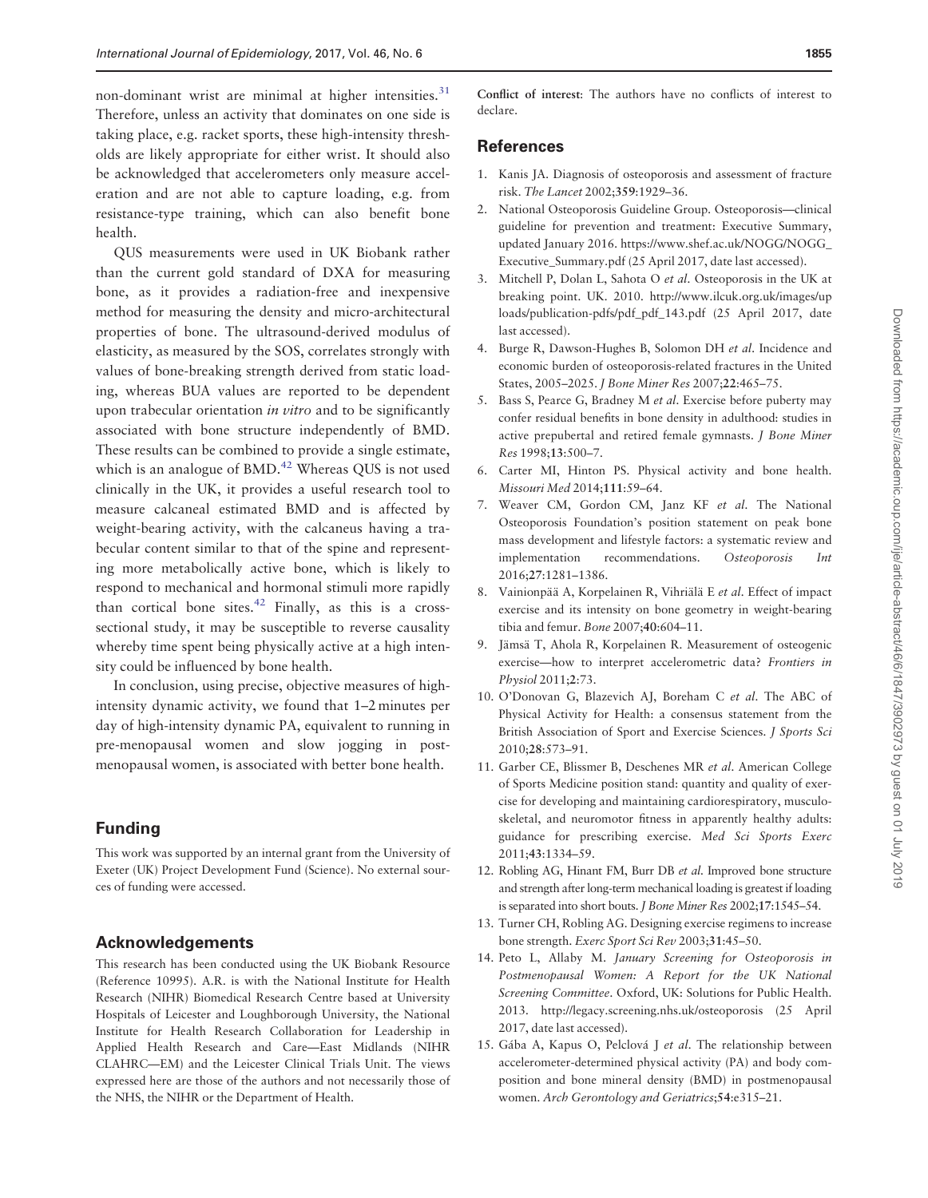non-dominant wrist are minimal at higher intensities.[31] Therefore, unless an activity that dominates on one side is taking place, e.g. racket sports, these high-intensity thresholds are likely appropriate for either wrist. It should also be acknowledged that accelerometers only measure acceleration and are not able to capture loading, e.g. from resistance-type training, which can also benefit bone health.

QUS measurements were used in UK Biobank rather than the current gold standard of DXA for measuring bone, as it provides a radiation-free and inexpensive method for measuring the density and micro-architectural properties of bone. The ultrasound-derived modulus of elasticity, as measured by the SOS, correlates strongly with values of bone-breaking strength derived from static loading, whereas BUA values are reported to be dependent upon trabecular orientation *in vitro* and to be significantly associated with bone structure independently of BMD. These results can be combined to provide a single estimate, which is an analogue of BMD.[42] Whereas QUS is not used clinically in the UK, it provides a useful research tool to measure calcaneal estimated BMD and is affected by weight-bearing activity, with the calcaneus having a trabecular content similar to that of the spine and representing more metabolically active bone, which is likely to respond to mechanical and hormonal stimuli more rapidly than cortical bone sites.[42] Finally, as this is a cross-sectional study, it may be susceptible to reverse causality whereby time spent being physically active at a high intensity could be influenced by bone health.

In conclusion, using precise, objective measures of high-intensity dynamic activity, we found that 1–2 minutes per day of high-intensity dynamic PA, equivalent to running in pre-menopausal women and slow jogging in post-menopausal women, is associated with better bone health.

## Funding

This work was supported by an internal grant from the University of Exeter (UK) Project Development Fund (Science). No external sources of funding were accessed.

## Acknowledgements

This research has been conducted using the UK Biobank Resource (Reference 10995). A.R. is with the National Institute for Health Research (NIHR) Biomedical Research Centre based at University Hospitals of Leicester and Loughborough University, the National Institute for Health Research Collaboration for Leadership in Applied Health Research and Care—East Midlands (NIHR CLAHRC—EM) and the Leicester Clinical Trials Unit. The views expressed here are those of the authors and not necessarily those of the NHS, the NIHR or the Department of Health.

**Conflict of interest:** The authors have no conflicts of interest to declare.

## References

1. Kanis JA. Diagnosis of osteoporosis and assessment of fracture risk. *The Lancet* 2002;**359**:1929–36.
2. National Osteoporosis Guideline Group. Osteoporosis—clinical guideline for prevention and treatment: Executive Summary, updated January 2016. https://www.shef.ac.uk/NOGG/NOGG_Executive_Summary.pdf (25 April 2017, date last accessed).
3. Mitchell P, Dolan L, Sahota O *et al*. Osteoporosis in the UK at breaking point. UK. 2010. http://www.ilcuk.org.uk/images/uploads/publication-pdfs/pdf_pdf_143.pdf (25 April 2017, date last accessed).
4. Burge R, Dawson-Hughes B, Solomon DH *et al*. Incidence and economic burden of osteoporosis-related fractures in the United States, 2005–2025. *J Bone Miner Res* 2007;**22**:465–75.
5. Bass S, Pearce G, Bradney M *et al*. Exercise before puberty may confer residual benefits in bone density in adulthood: studies in active prepubertal and retired female gymnasts. *J Bone Miner Res* 1998;**13**:500–7.
6. Carter MI, Hinton PS. Physical activity and bone health. *Missouri Med* 2014;**111**:59–64.
7. Weaver CM, Gordon CM, Janz KF *et al*. The National Osteoporosis Foundation's position statement on peak bone mass development and lifestyle factors: a systematic review and implementation recommendations. *Osteoporosis Int* 2016;**27**:1281–1386.
8. Vainionpää A, Korpelainen R, Vihriälä E *et al*. Effect of impact exercise and its intensity on bone geometry in weight-bearing tibia and femur. *Bone* 2007;**40**:604–11.
9. Jämsä T, Ahola R, Korpelainen R. Measurement of osteogenic exercise—how to interpret accelerometric data? *Frontiers in Physiol* 2011;**2**:73.
10. O'Donovan G, Blazevich AJ, Boreham C *et al*. The ABC of Physical Activity for Health: a consensus statement from the British Association of Sport and Exercise Sciences. *J Sports Sci* 2010;**28**:573–91.
11. Garber CE, Blissmer B, Deschenes MR *et al*. American College of Sports Medicine position stand: quantity and quality of exercise for developing and maintaining cardiorespiratory, musculoskeletal, and neuromotor fitness in apparently healthy adults: guidance for prescribing exercise. *Med Sci Sports Exerc* 2011;**43**:1334–59.
12. Robling AG, Hinant FM, Burr DB *et al*. Improved bone structure and strength after long-term mechanical loading is greatest if loading is separated into short bouts. *J Bone Miner Res* 2002;**17**:1545–54.
13. Turner CH, Robling AG. Designing exercise regimens to increase bone strength. *Exerc Sport Sci Rev* 2003;**31**:45–50.
14. Peto L, Allaby M. *January Screening for Osteoporosis in Postmenopausal Women: A Report for the UK National Screening Committee*. Oxford, UK: Solutions for Public Health. 2013. http://legacy.screening.nhs.uk/osteoporosis (25 April 2017, date last accessed).
15. Gába A, Kapus O, Pelclová J *et al*. The relationship between accelerometer-determined physical activity (PA) and body composition and bone mineral density (BMD) in postmenopausal women. *Arch Gerontology and Geriatrics*;**54**:e315–21.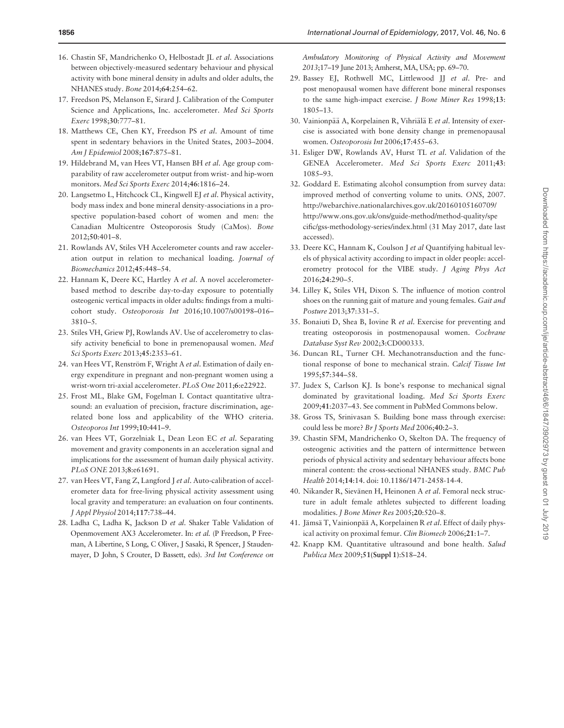16. Chastin SF, Mandrichenko O, Helbostadt JL *et al*. Associations between objectively-measured sedentary behaviour and physical activity with bone mineral density in adults and older adults, the NHANES study. *Bone* 2014;**64**:254–62.
17. Freedson PS, Melanson E, Sirard J. Calibration of the Computer Science and Applications, Inc. accelerometer. *Med Sci Sports Exerc* 1998;**30**:777–81.
18. Matthews CE, Chen KY, Freedson PS *et al*. Amount of time spent in sedentary behaviors in the United States, 2003–2004. *Am J Epidemiol* 2008;**167**:875–81.
19. Hildebrand M, van Hees VT, Hansen BH *et al*. Age group comparability of raw accelerometer output from wrist- and hip-worn monitors. *Med Sci Sports Exerc* 2014;**46**:1816–24.
20. Langsetmo L, Hitchcock CL, Kingwell EJ *et al*. Physical activity, body mass index and bone mineral density-associations in a prospective population-based cohort of women and men: the Canadian Multicentre Osteoporosis Study (CaMos). *Bone* 2012;**50**:401–8.
21. Rowlands AV, Stiles VH Accelerometer counts and raw acceleration output in relation to mechanical loading. *Journal of Biomechanics* 2012;**45**:448–54.
22. Hannam K, Deere KC, Hartley A *et al*. A novel accelerometer-based method to describe day-to-day exposure to potentially osteogenic vertical impacts in older adults: findings from a multi-cohort study. *Osteoporosis Int* 2016;10.1007/s00198–016–3810–5.
23. Stiles VH, Griew PJ, Rowlands AV. Use of accelerometry to classify activity beneficial to bone in premenopausal women. *Med Sci Sports Exerc* 2013;**45**:2353–61.
24. van Hees VT, Renström F, Wright A *et al*. Estimation of daily energy expenditure in pregnant and non-pregnant women using a wrist-worn tri-axial accelerometer. *PLoS One* 2011;**6**:e22922.
25. Frost ML, Blake GM, Fogelman I. Contact quantitative ultrasound: an evaluation of precision, fracture discrimination, age-related bone loss and applicability of the WHO criteria. *Osteoporos Int* 1999;**10**:441–9.
26. van Hees VT, Gorzelniak L, Dean Leon EC *et al*. Separating movement and gravity components in an acceleration signal and implications for the assessment of human daily physical activity. *PLoS ONE* 2013;**8**:e61691.
27. van Hees VT, Fang Z, Langford J *et al*. Auto-calibration of accelerometer data for free-living physical activity assessment using local gravity and temperature: an evaluation on four continents. *J Appl Physiol* 2014;**117**:738–44.
28. Ladha C, Ladha K, Jackson D *et al*. Shaker Table Validation of Openmovement AX3 Accelerometer. In: *et al.* (P Freedson, P Freeman, A Libertine, S Long, C Oliver, J Sasaki, R Spencer, J Staudenmayer, D John, S Crouter, D Bassett, eds). *3rd Int Conference on Ambulatory Monitoring of Physical Activity and Movement 2013*;17–19 June 2013; Amherst, MA, USA; pp. 69–70.
29. Bassey EJ, Rothwell MC, Littlewood JJ *et al*. Pre- and post menopausal women have different bone mineral responses to the same high-impact exercise. *J Bone Miner Res* 1998;**13**:1805–13.
30. Vainionpää A, Korpelainen R, Vihriälä E *et al*. Intensity of exercise is associated with bone density change in premenopausal women. *Osteoporosis Int* 2006;**17**:455–63.
31. Esliger DW, Rowlands AV, Hurst TL *et al*. Validation of the GENEA Accelerometer. *Med Sci Sports Exerc* 2011;**43**:1085–93.
32. Goddard E. Estimating alcohol consumption from survey data: improved method of converting volume to units. *ONS*, 2007. http://webarchive.nationalarchives.gov.uk/20160105160709/http://www.ons.gov.uk/ons/guide-method/method-quality/specific/gss-methodology-series/index.html (31 May 2017, date last accessed).
33. Deere KC, Hannam K, Coulson J *et al* Quantifying habitual levels of physical activity according to impact in older people: accelerometry protocol for the VIBE study. *J Aging Phys Act* 2016;**24**:290–5.
34. Lilley K, Stiles VH, Dixon S. The influence of motion control shoes on the running gait of mature and young females. *Gait and Posture* 2013;**37**:331–5.
35. Bonaiuti D, Shea B, Iovine R *et al*. Exercise for preventing and treating osteoporosis in postmenopausal women. *Cochrane Database Syst Rev* 2002;**3**:CD000333.
36. Duncan RL, Turner CH. Mechanotransduction and the functional response of bone to mechanical strain. *Calcif Tissue Int* 1995;**57**:344–58.
37. Judex S, Carlson KJ. Is bone's response to mechanical signal dominated by gravitational loading. *Med Sci Sports Exerc* 2009;**41**:2037–43. See comment in PubMed Commons below.
38. Gross TS, Srinivasan S. Building bone mass through exercise: could less be more? *Br J Sports Med* 2006;**40**:2–3.
39. Chastin SFM, Mandrichenko O, Skelton DA. The frequency of osteogenic activities and the pattern of intermittence between periods of physical activity and sedentary behaviour affects bone mineral content: the cross-sectional NHANES study. *BMC Pub Health* 2014;**14**:14. doi: 10.1186/1471-2458-14-4.
40. Nikander R, Sievänen H, Heinonen A *et al*. Femoral neck structure in adult female athletes subjected to different loading modalities. *J Bone Miner Res* 2005;**20**:520–8.
41. Jämsä T, Vainionpää A, Korpelainen R *et al*. Effect of daily physical activity on proximal femur. *Clin Biomech* 2006;**21**:1–7.
42. Knapp KM. Quantitative ultrasound and bone health. *Salud Publica Mex* 2009;**51**(**Suppl 1**):S18–24.